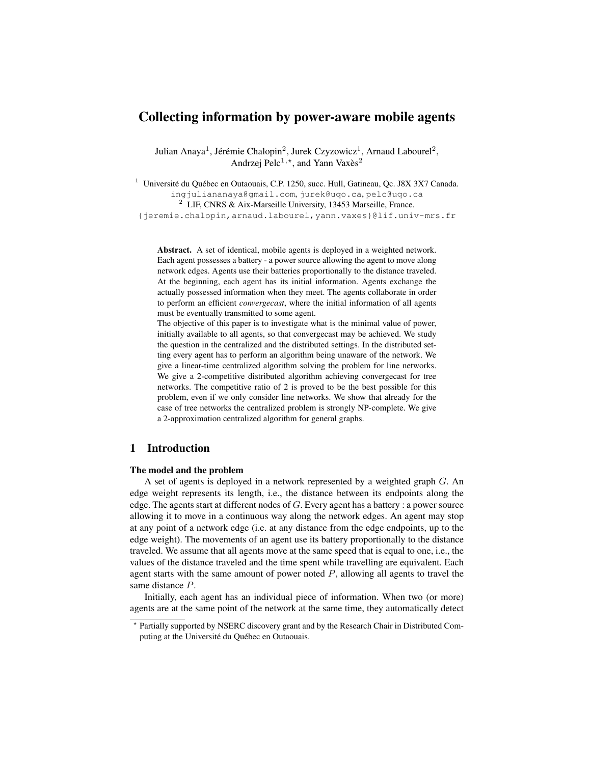# Collecting information by power-aware mobile agents

Julian Anaya[1], Jérémie Chalopin[2], Jurek Czyzowicz[1], Arnaud Labourel[2], Andrzej Pelc[1,⋆], and Yann Vaxès[2]

[1] Université du Québec en Outaouais, C.P. 1250, succ. Hull, Gatineau, Qc. J8X 3X7 Canada.
ingjuliananaya@gmail.com, jurek@uqo.ca, pelc@uqo.ca

[2] LIF, CNRS & Aix-Marseille University, 13453 Marseille, France.
{jeremie.chalopin,arnaud.labourel,yann.vaxes}@lif.univ-mrs.fr

**Abstract.** A set of identical, mobile agents is deployed in a weighted network. Each agent possesses a battery - a power source allowing the agent to move along network edges. Agents use their batteries proportionally to the distance traveled. At the beginning, each agent has its initial information. Agents exchange the actually possessed information when they meet. The agents collaborate in order to perform an efficient *convergecast*, where the initial information of all agents must be eventually transmitted to some agent.

The objective of this paper is to investigate what is the minimal value of power, initially available to all agents, so that convergecast may be achieved. We study the question in the centralized and the distributed settings. In the distributed setting every agent has to perform an algorithm being unaware of the network. We give a linear-time centralized algorithm solving the problem for line networks. We give a 2-competitive distributed algorithm achieving convergecast for tree networks. The competitive ratio of 2 is proved to be the best possible for this problem, even if we only consider line networks. We show that already for the case of tree networks the centralized problem is strongly NP-complete. We give a 2-approximation centralized algorithm for general graphs.

## 1 Introduction

**The model and the problem**

A set of agents is deployed in a network represented by a weighted graph $G$. An edge weight represents its length, i.e., the distance between its endpoints along the edge. The agents start at different nodes of $G$. Every agent has a battery : a power source allowing it to move in a continuous way along the network edges. An agent may stop at any point of a network edge (i.e. at any distance from the edge endpoints, up to the edge weight). The movements of an agent use its battery proportionally to the distance traveled. We assume that all agents move at the same speed that is equal to one, i.e., the values of the distance traveled and the time spent while travelling are equivalent. Each agent starts with the same amount of power noted $P$, allowing all agents to travel the same distance $P$.

Initially, each agent has an individual piece of information. When two (or more) agents are at the same point of the network at the same time, they automatically detect

⋆ Partially supported by NSERC discovery grant and by the Research Chair in Distributed Computing at the Université du Québec en Outaouais.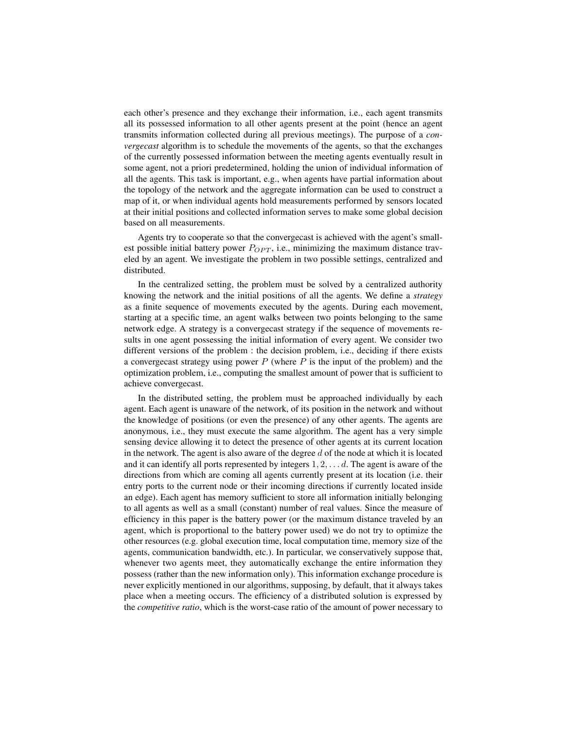each other's presence and they exchange their information, i.e., each agent transmits all its possessed information to all other agents present at the point (hence an agent transmits information collected during all previous meetings). The purpose of a *convergecast* algorithm is to schedule the movements of the agents, so that the exchanges of the currently possessed information between the meeting agents eventually result in some agent, not a priori predetermined, holding the union of individual information of all the agents. This task is important, e.g., when agents have partial information about the topology of the network and the aggregate information can be used to construct a map of it, or when individual agents hold measurements performed by sensors located at their initial positions and collected information serves to make some global decision based on all measurements.

Agents try to cooperate so that the convergecast is achieved with the agent's smallest possible initial battery power $P_{OPT}$, i.e., minimizing the maximum distance traveled by an agent. We investigate the problem in two possible settings, centralized and distributed.

In the centralized setting, the problem must be solved by a centralized authority knowing the network and the initial positions of all the agents. We define a *strategy* as a finite sequence of movements executed by the agents. During each movement, starting at a specific time, an agent walks between two points belonging to the same network edge. A strategy is a convergecast strategy if the sequence of movements results in one agent possessing the initial information of every agent. We consider two different versions of the problem : the decision problem, i.e., deciding if there exists a convergecast strategy using power $P$ (where $P$ is the input of the problem) and the optimization problem, i.e., computing the smallest amount of power that is sufficient to achieve convergecast.

In the distributed setting, the problem must be approached individually by each agent. Each agent is unaware of the network, of its position in the network and without the knowledge of positions (or even the presence) of any other agents. The agents are anonymous, i.e., they must execute the same algorithm. The agent has a very simple sensing device allowing it to detect the presence of other agents at its current location in the network. The agent is also aware of the degree $d$ of the node at which it is located and it can identify all ports represented by integers $1, 2, \ldots d$. The agent is aware of the directions from which are coming all agents currently present at its location (i.e. their entry ports to the current node or their incoming directions if currently located inside an edge). Each agent has memory sufficient to store all information initially belonging to all agents as well as a small (constant) number of real values. Since the measure of efficiency in this paper is the battery power (or the maximum distance traveled by an agent, which is proportional to the battery power used) we do not try to optimize the other resources (e.g. global execution time, local computation time, memory size of the agents, communication bandwidth, etc.). In particular, we conservatively suppose that, whenever two agents meet, they automatically exchange the entire information they possess (rather than the new information only). This information exchange procedure is never explicitly mentioned in our algorithms, supposing, by default, that it always takes place when a meeting occurs. The efficiency of a distributed solution is expressed by the *competitive ratio*, which is the worst-case ratio of the amount of power necessary to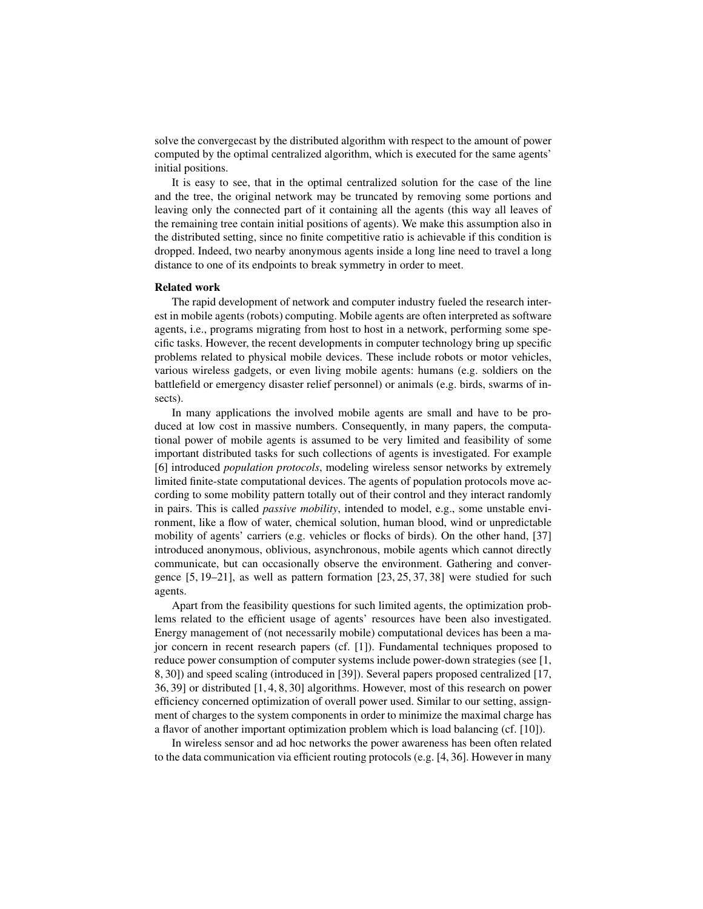solve the convergecast by the distributed algorithm with respect to the amount of power computed by the optimal centralized algorithm, which is executed for the same agents' initial positions.

It is easy to see, that in the optimal centralized solution for the case of the line and the tree, the original network may be truncated by removing some portions and leaving only the connected part of it containing all the agents (this way all leaves of the remaining tree contain initial positions of agents). We make this assumption also in the distributed setting, since no finite competitive ratio is achievable if this condition is dropped. Indeed, two nearby anonymous agents inside a long line need to travel a long distance to one of its endpoints to break symmetry in order to meet.

**Related work**

The rapid development of network and computer industry fueled the research interest in mobile agents (robots) computing. Mobile agents are often interpreted as software agents, i.e., programs migrating from host to host in a network, performing some specific tasks. However, the recent developments in computer technology bring up specific problems related to physical mobile devices. These include robots or motor vehicles, various wireless gadgets, or even living mobile agents: humans (e.g. soldiers on the battlefield or emergency disaster relief personnel) or animals (e.g. birds, swarms of insects).

In many applications the involved mobile agents are small and have to be produced at low cost in massive numbers. Consequently, in many papers, the computational power of mobile agents is assumed to be very limited and feasibility of some important distributed tasks for such collections of agents is investigated. For example [6] introduced *population protocols*, modeling wireless sensor networks by extremely limited finite-state computational devices. The agents of population protocols move according to some mobility pattern totally out of their control and they interact randomly in pairs. This is called *passive mobility*, intended to model, e.g., some unstable environment, like a flow of water, chemical solution, human blood, wind or unpredictable mobility of agents' carriers (e.g. vehicles or flocks of birds). On the other hand, [37] introduced anonymous, oblivious, asynchronous, mobile agents which cannot directly communicate, but can occasionally observe the environment. Gathering and convergence [5, 19–21], as well as pattern formation [23, 25, 37, 38] were studied for such agents.

Apart from the feasibility questions for such limited agents, the optimization problems related to the efficient usage of agents' resources have been also investigated. Energy management of (not necessarily mobile) computational devices has been a major concern in recent research papers (cf. [1]). Fundamental techniques proposed to reduce power consumption of computer systems include power-down strategies (see [1, 8, 30]) and speed scaling (introduced in [39]). Several papers proposed centralized [17, 36, 39] or distributed [1, 4, 8, 30] algorithms. However, most of this research on power efficiency concerned optimization of overall power used. Similar to our setting, assignment of charges to the system components in order to minimize the maximal charge has a flavor of another important optimization problem which is load balancing (cf. [10]).

In wireless sensor and ad hoc networks the power awareness has been often related to the data communication via efficient routing protocols (e.g. [4, 36]. However in many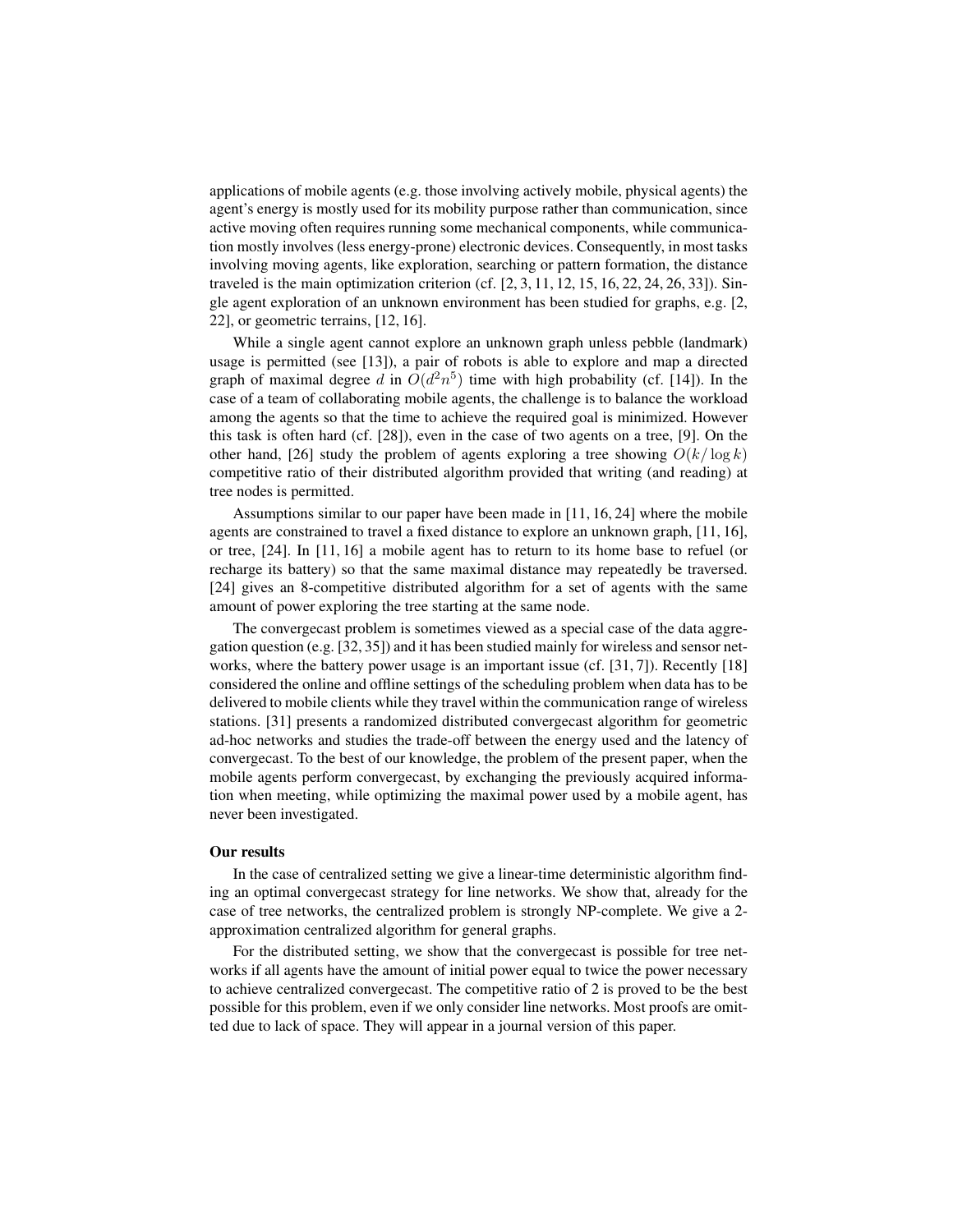applications of mobile agents (e.g. those involving actively mobile, physical agents) the agent's energy is mostly used for its mobility purpose rather than communication, since active moving often requires running some mechanical components, while communication mostly involves (less energy-prone) electronic devices. Consequently, in most tasks involving moving agents, like exploration, searching or pattern formation, the distance traveled is the main optimization criterion (cf. [2, 3, 11, 12, 15, 16, 22, 24, 26, 33]). Single agent exploration of an unknown environment has been studied for graphs, e.g. [2, 22], or geometric terrains, [12, 16].

While a single agent cannot explore an unknown graph unless pebble (landmark) usage is permitted (see [13]), a pair of robots is able to explore and map a directed graph of maximal degree $d$ in $O(d^2n^5)$ time with high probability (cf. [14]). In the case of a team of collaborating mobile agents, the challenge is to balance the workload among the agents so that the time to achieve the required goal is minimized. However this task is often hard (cf. [28]), even in the case of two agents on a tree, [9]. On the other hand, [26] study the problem of agents exploring a tree showing $O(k/\log k)$ competitive ratio of their distributed algorithm provided that writing (and reading) at tree nodes is permitted.

Assumptions similar to our paper have been made in [11, 16, 24] where the mobile agents are constrained to travel a fixed distance to explore an unknown graph, [11, 16], or tree, [24]. In [11, 16] a mobile agent has to return to its home base to refuel (or recharge its battery) so that the same maximal distance may repeatedly be traversed. [24] gives an 8-competitive distributed algorithm for a set of agents with the same amount of power exploring the tree starting at the same node.

The convergecast problem is sometimes viewed as a special case of the data aggregation question (e.g. [32, 35]) and it has been studied mainly for wireless and sensor networks, where the battery power usage is an important issue (cf. [31, 7]). Recently [18] considered the online and offline settings of the scheduling problem when data has to be delivered to mobile clients while they travel within the communication range of wireless stations. [31] presents a randomized distributed convergecast algorithm for geometric ad-hoc networks and studies the trade-off between the energy used and the latency of convergecast. To the best of our knowledge, the problem of the present paper, when the mobile agents perform convergecast, by exchanging the previously acquired information when meeting, while optimizing the maximal power used by a mobile agent, has never been investigated.

**Our results**

In the case of centralized setting we give a linear-time deterministic algorithm finding an optimal convergecast strategy for line networks. We show that, already for the case of tree networks, the centralized problem is strongly NP-complete. We give a 2-approximation centralized algorithm for general graphs.

For the distributed setting, we show that the convergecast is possible for tree networks if all agents have the amount of initial power equal to twice the power necessary to achieve centralized convergecast. The competitive ratio of 2 is proved to be the best possible for this problem, even if we only consider line networks. Most proofs are omitted due to lack of space. They will appear in a journal version of this paper.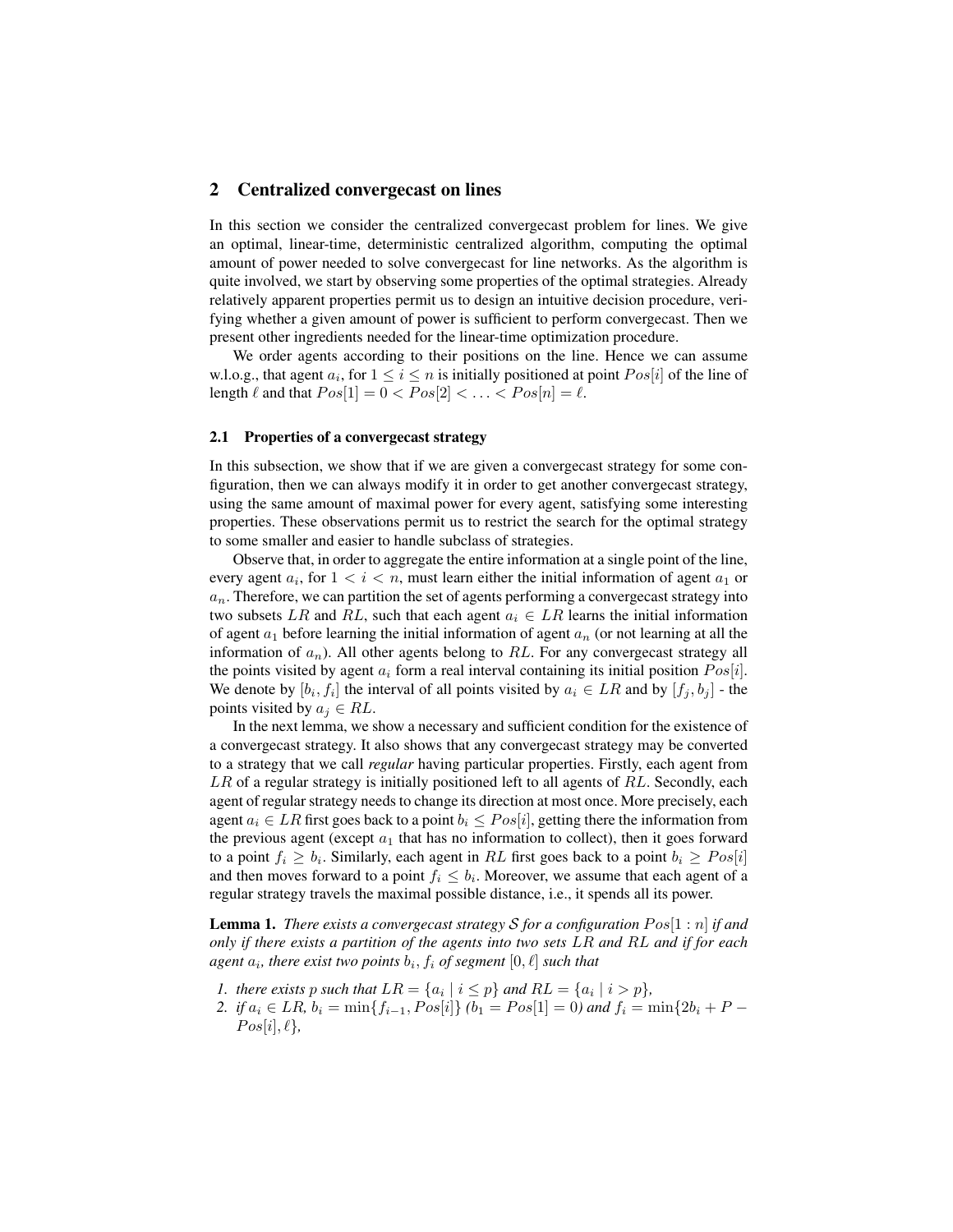## 2 Centralized convergecast on lines

In this section we consider the centralized convergecast problem for lines. We give an optimal, linear-time, deterministic centralized algorithm, computing the optimal amount of power needed to solve convergecast for line networks. As the algorithm is quite involved, we start by observing some properties of the optimal strategies. Already relatively apparent properties permit us to design an intuitive decision procedure, verifying whether a given amount of power is sufficient to perform convergecast. Then we present other ingredients needed for the linear-time optimization procedure.

We order agents according to their positions on the line. Hence we can assume w.l.o.g., that agent $a_i$, for $1 \leq i \leq n$ is initially positioned at point $Pos[i]$ of the line of length $\ell$ and that $Pos[1] = 0 < Pos[2] < \ldots < Pos[n] = \ell$.

### 2.1 Properties of a convergecast strategy

In this subsection, we show that if we are given a convergecast strategy for some configuration, then we can always modify it in order to get another convergecast strategy, using the same amount of maximal power for every agent, satisfying some interesting properties. These observations permit us to restrict the search for the optimal strategy to some smaller and easier to handle subclass of strategies.

Observe that, in order to aggregate the entire information at a single point of the line, every agent $a_i$, for $1 < i < n$, must learn either the initial information of agent $a_1$ or $a_n$. Therefore, we can partition the set of agents performing a convergecast strategy into two subsets $LR$ and $RL$, such that each agent $a_i \in LR$ learns the initial information of agent $a_1$ before learning the initial information of agent $a_n$ (or not learning at all the information of $a_n$). All other agents belong to $RL$. For any convergecast strategy all the points visited by agent $a_i$ form a real interval containing its initial position $Pos[i]$. We denote by $[b_i, f_i]$ the interval of all points visited by $a_i \in LR$ and by $[f_j, b_j]$ - the points visited by $a_j \in RL$.

In the next lemma, we show a necessary and sufficient condition for the existence of a convergecast strategy. It also shows that any convergecast strategy may be converted to a strategy that we call *regular* having particular properties. Firstly, each agent from $LR$ of a regular strategy is initially positioned left to all agents of $RL$. Secondly, each agent of regular strategy needs to change its direction at most once. More precisely, each agent $a_i \in LR$ first goes back to a point $b_i \leq Pos[i]$, getting there the information from the previous agent (except $a_1$ that has no information to collect), then it goes forward to a point $f_i \geq b_i$. Similarly, each agent in $RL$ first goes back to a point $b_i \geq Pos[i]$ and then moves forward to a point $f_i \leq b_i$. Moreover, we assume that each agent of a regular strategy travels the maximal possible distance, i.e., it spends all its power.

**Lemma 1.** *There exists a convergecast strategy $\mathcal{S}$ for a configuration $Pos[1:n]$ if and only if there exists a partition of the agents into two sets $LR$ and $RL$ and if for each agent $a_i$, there exist two points $b_i, f_i$ of segment $[0, \ell]$ such that*

1. *there exists $p$ such that $LR = \{a_i \mid i \leq p\}$ and $RL = \{a_i \mid i > p\}$,*
2. *if $a_i \in LR$, $b_i = \min\{f_{i-1}, Pos[i]\}$ ($b_1 = Pos[1] = 0$) and $f_i = \min\{2b_i + P - Pos[i], \ell\}$,*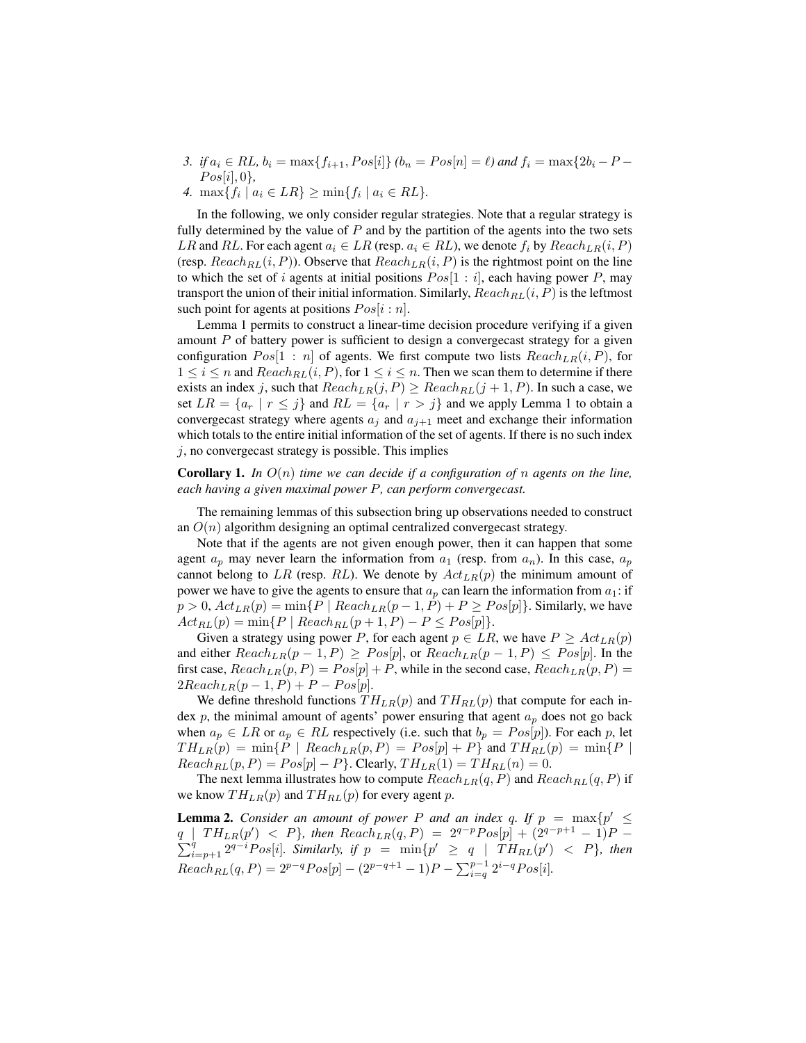3. *if $a_i \in RL$, $b_i = \max\{f_{i+1}, Pos[i]\}$ ($b_n = Pos[n] = \ell$) and $f_i = \max\{2b_i - P - Pos[i], 0\}$,*
4. $\max\{f_i \mid a_i \in LR\} \geq \min\{f_i \mid a_i \in RL\}$.

In the following, we only consider regular strategies. Note that a regular strategy is fully determined by the value of $P$ and by the partition of the agents into the two sets $LR$ and $RL$. For each agent $a_i \in LR$ (resp. $a_i \in RL$), we denote $f_i$ by $Reach_{LR}(i, P)$ (resp. $Reach_{RL}(i, P)$). Observe that $Reach_{LR}(i, P)$ is the rightmost point on the line to which the set of $i$ agents at initial positions $Pos[1 : i]$, each having power $P$, may transport the union of their initial information. Similarly, $Reach_{RL}(i, P)$ is the leftmost such point for agents at positions $Pos[i : n]$.

Lemma 1 permits to construct a linear-time decision procedure verifying if a given amount $P$ of battery power is sufficient to design a convergecast strategy for a given configuration $Pos[1 : n]$ of agents. We first compute two lists $Reach_{LR}(i, P)$, for $1 \leq i \leq n$ and $Reach_{RL}(i, P)$, for $1 \leq i \leq n$. Then we scan them to determine if there exists an index $j$, such that $Reach_{LR}(j, P) \geq Reach_{RL}(j + 1, P)$. In such a case, we set $LR = \{a_r \mid r \leq j\}$ and $RL = \{a_r \mid r > j\}$ and we apply Lemma 1 to obtain a convergecast strategy where agents $a_j$ and $a_{j+1}$ meet and exchange their information which totals to the entire initial information of the set of agents. If there is no such index $j$, no convergecast strategy is possible. This implies

**Corollary 1.** *In $O(n)$ time we can decide if a configuration of $n$ agents on the line, each having a given maximal power $P$, can perform convergecast.*

The remaining lemmas of this subsection bring up observations needed to construct an $O(n)$ algorithm designing an optimal centralized convergecast strategy.

Note that if the agents are not given enough power, then it can happen that some agent $a_p$ may never learn the information from $a_1$ (resp. from $a_n$). In this case, $a_p$ cannot belong to $LR$ (resp. $RL$). We denote by $Act_{LR}(p)$ the minimum amount of power we have to give the agents to ensure that $a_p$ can learn the information from $a_1$: if $p > 0$, $Act_{LR}(p) = \min\{P \mid Reach_{LR}(p - 1, P) + P \geq Pos[p]\}$. Similarly, we have $Act_{RL}(p) = \min\{P \mid Reach_{RL}(p + 1, P) - P \leq Pos[p]\}$.

Given a strategy using power $P$, for each agent $p \in LR$, we have $P \geq Act_{LR}(p)$ and either $Reach_{LR}(p - 1, P) \geq Pos[p]$, or $Reach_{LR}(p - 1, P) \leq Pos[p]$. In the first case, $Reach_{LR}(p, P) = Pos[p] + P$, while in the second case, $Reach_{LR}(p, P) = 2Reach_{LR}(p - 1, P) + P - Pos[p]$.

We define threshold functions $TH_{LR}(p)$ and $TH_{RL}(p)$ that compute for each index $p$, the minimal amount of agents' power ensuring that agent $a_p$ does not go back when $a_p \in LR$ or $a_p \in RL$ respectively (i.e. such that $b_p = Pos[p]$). For each $p$, let $TH_{LR}(p) = \min\{P \mid Reach_{LR}(p, P) = Pos[p] + P\}$ and $TH_{RL}(p) = \min\{P \mid Reach_{RL}(p, P) = Pos[p] - P\}$. Clearly, $TH_{LR}(1) = TH_{RL}(n) = 0$.

The next lemma illustrates how to compute $Reach_{LR}(q, P)$ and $Reach_{RL}(q, P)$ if we know $TH_{LR}(p)$ and $TH_{RL}(p)$ for every agent $p$.

**Lemma 2.** *Consider an amount of power $P$ and an index $q$. If $p = \max\{p' \leq q \mid TH_{LR}(p') < P\}$, then $Reach_{LR}(q, P) = 2^{q-p}Pos[p] + (2^{q-p+1} - 1)P - \sum_{i=p+1}^{q} 2^{q-i}Pos[i]$. Similarly, if $p = \min\{p' \geq q \mid TH_{RL}(p') < P\}$, then $Reach_{RL}(q, P) = 2^{p-q}Pos[p] - (2^{p-q+1} - 1)P - \sum_{i=q}^{p-1} 2^{i-q}Pos[i]$.*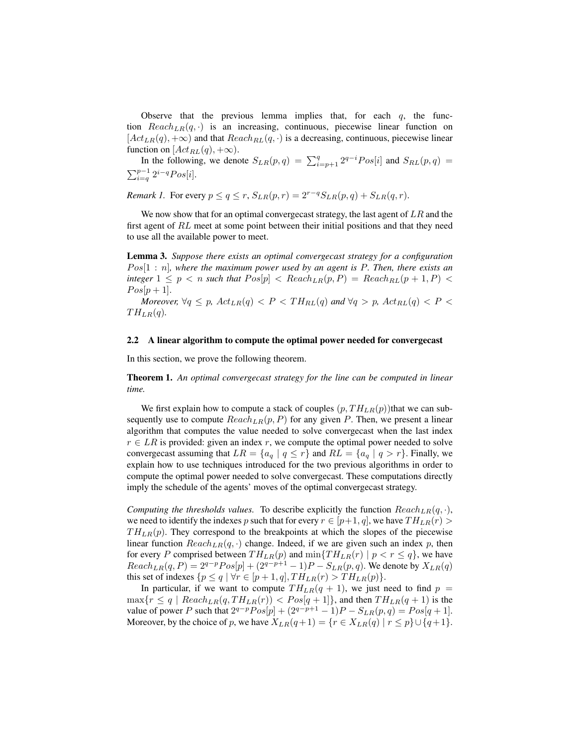Observe that the previous lemma implies that, for each $q$, the function $Reach_{LR}(q, \cdot)$ is an increasing, continuous, piecewise linear function on $[Act_{LR}(q), +\infty)$ and that $Reach_{RL}(q, \cdot)$ is a decreasing, continuous, piecewise linear function on $[Act_{RL}(q), +\infty)$.

In the following, we denote $S_{LR}(p, q) = \sum_{i=p+1}^{q} 2^{q-i} Pos[i]$ and $S_{RL}(p, q) = \sum_{i=q}^{p-1} 2^{i-q} Pos[i]$.

*Remark 1.* For every $p \leq q \leq r$, $S_{LR}(p, r) = 2^{r-q} S_{LR}(p, q) + S_{LR}(q, r)$.

We now show that for an optimal convergecast strategy, the last agent of $LR$ and the first agent of $RL$ meet at some point between their initial positions and that they need to use all the available power to meet.

**Lemma 3.** *Suppose there exists an optimal convergecast strategy for a configuration $Pos[1 : n]$, where the maximum power used by an agent is $P$. Then, there exists an integer $1 \leq p < n$ such that $Pos[p] < Reach_{LR}(p, P) = Reach_{RL}(p + 1, P) < Pos[p + 1]$.*

*Moreover, $\forall q \leq p$, $Act_{LR}(q) < P < TH_{RL}(q)$ and $\forall q > p$, $Act_{RL}(q) < P < TH_{LR}(q)$.*

### 2.2 A linear algorithm to compute the optimal power needed for convergecast

In this section, we prove the following theorem.

**Theorem 1.** *An optimal convergecast strategy for the line can be computed in linear time.*

We first explain how to compute a stack of couples $(p, TH_{LR}(p))$that we can subsequently use to compute $Reach_{LR}(p, P)$ for any given $P$. Then, we present a linear algorithm that computes the value needed to solve convergecast when the last index $r \in LR$ is provided: given an index $r$, we compute the optimal power needed to solve convergecast assuming that $LR = \{a_q \mid q \leq r\}$ and $RL = \{a_q \mid q > r\}$. Finally, we explain how to use techniques introduced for the two previous algorithms in order to compute the optimal power needed to solve convergecast. These computations directly imply the schedule of the agents' moves of the optimal convergecast strategy.

*Computing the thresholds values.* To describe explicitly the function $Reach_{LR}(q, \cdot)$, we need to identify the indexes $p$ such that for every $r \in [p+1, q]$, we have $TH_{LR}(r) > TH_{LR}(p)$. They correspond to the breakpoints at which the slopes of the piecewise linear function $Reach_{LR}(q, \cdot)$ change. Indeed, if we are given such an index $p$, then for every $P$ comprised between $TH_{LR}(p)$ and $\min\{TH_{LR}(r) \mid p < r \leq q\}$, we have $Reach_{LR}(q, P) = 2^{q-p} Pos[p] + (2^{q-p+1} - 1)P - S_{LR}(p, q)$. We denote by $X_{LR}(q)$ this set of indexes $\{p \leq q \mid \forall r \in [p + 1, q], TH_{LR}(r) > TH_{LR}(p)\}$.

In particular, if we want to compute $TH_{LR}(q + 1)$, we just need to find $p = \max\{r \leq q \mid Reach_{LR}(q, TH_{LR}(r)) < Pos[q + 1]\}$, and then $TH_{LR}(q + 1)$ is the value of power $P$ such that $2^{q-p} Pos[p] + (2^{q-p+1} - 1)P - S_{LR}(p, q) = Pos[q + 1]$. Moreover, by the choice of $p$, we have $X_{LR}(q+1) = \{r \in X_{LR}(q) \mid r \leq p\} \cup \{q+1\}$.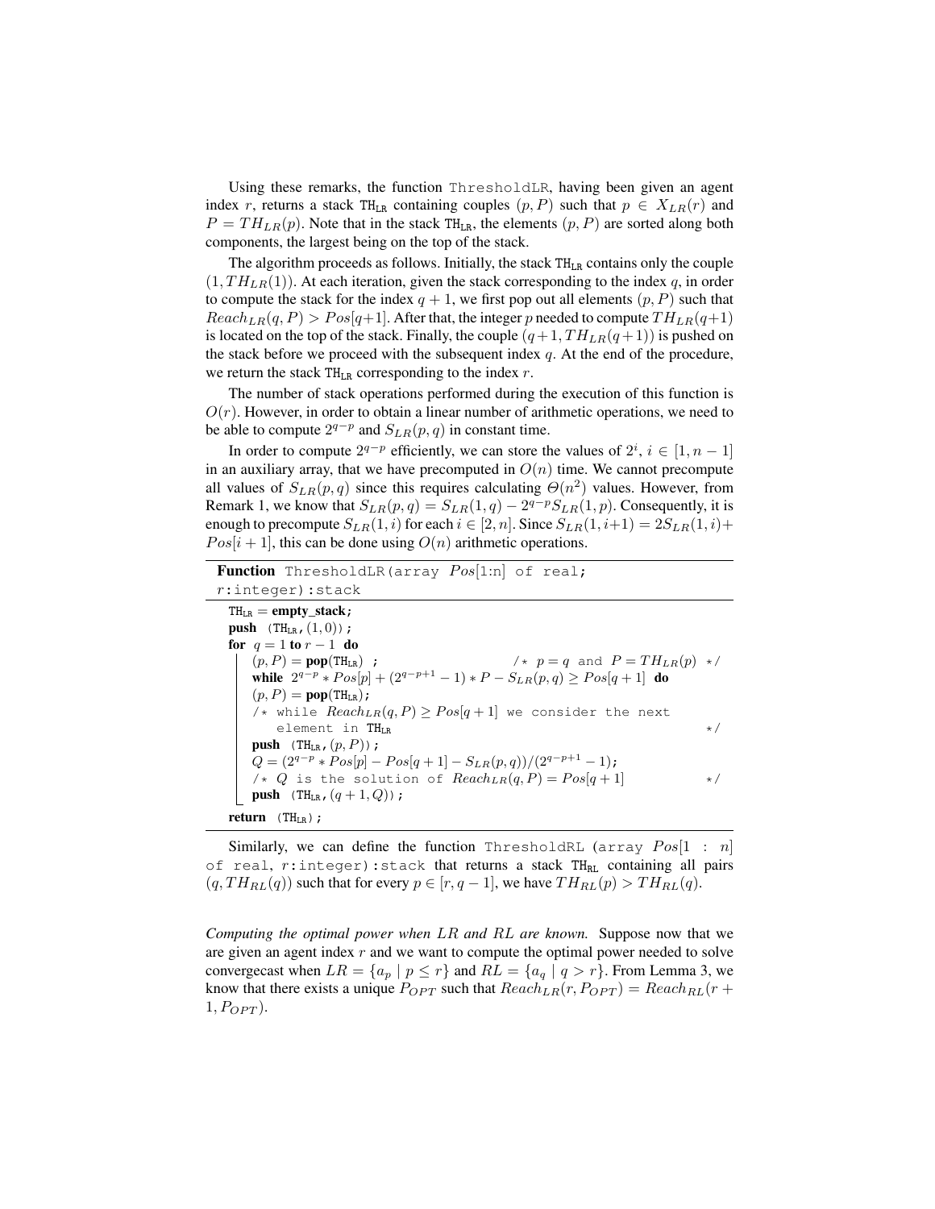Using these remarks, the function `ThresholdLR`, having been given an agent index $r$, returns a stack $\mathtt{TH_{LR}}$ containing couples $(p, P)$ such that $p \in X_{LR}(r)$ and $P = TH_{LR}(p)$. Note that in the stack $\mathtt{TH_{LR}}$, the elements $(p, P)$ are sorted along both components, the largest being on the top of the stack.

The algorithm proceeds as follows. Initially, the stack $\mathtt{TH_{LR}}$ contains only the couple $(1, TH_{LR}(1))$. At each iteration, given the stack corresponding to the index $q$, in order to compute the stack for the index $q + 1$, we first pop out all elements $(p, P)$ such that $Reach_{LR}(q, P) > Pos[q+1]$. After that, the integer $p$ needed to compute $TH_{LR}(q+1)$ is located on the top of the stack. Finally, the couple $(q+1, TH_{LR}(q+1))$ is pushed on the stack before we proceed with the subsequent index $q$. At the end of the procedure, we return the stack $\mathtt{TH_{LR}}$ corresponding to the index $r$.

The number of stack operations performed during the execution of this function is $O(r)$. However, in order to obtain a linear number of arithmetic operations, we need to be able to compute $2^{q-p}$ and $S_{LR}(p, q)$ in constant time.

In order to compute $2^{q-p}$ efficiently, we can store the values of $2^i$, $i \in [1, n-1]$ in an auxiliary array, that we have precomputed in $O(n)$ time. We cannot precompute all values of $S_{LR}(p, q)$ since this requires calculating $\Theta(n^2)$ values. However, from Remark 1, we know that $S_{LR}(p, q) = S_{LR}(1, q) - 2^{q-p} S_{LR}(1, p)$. Consequently, it is enough to precompute $S_{LR}(1, i)$ for each $i \in [2, n]$. Since $S_{LR}(1, i+1) = 2S_{LR}(1, i) + Pos[i+1]$, this can be done using $O(n)$ arithmetic operations.

```
Function ThresholdLR(array Pos[1:n] of real; r:integer):stack
  TH_LR = empty_stack;
  push (TH_LR, (1,0));
  for q = 1 to r − 1 do
      (p, P) = pop(TH_LR) ;                          /* p = q and P = TH_LR(p) */
      while 2^(q−p) * Pos[p] + (2^(q−p+1) − 1) * P − S_LR(p, q) ≥ Pos[q + 1] do
      (p, P) = pop(TH_LR);
      /* while Reach_LR(q, P) ≥ Pos[q + 1] we consider the next
         element in TH_LR                                              */
      push (TH_LR, (p, P));
      Q = (2^(q−p) * Pos[p] − Pos[q + 1] − S_LR(p, q))/(2^(q−p+1) − 1);
      /* Q is the solution of Reach_LR(q, P) = Pos[q + 1]             */
      push (TH_LR, (q + 1, Q));
  return (TH_LR);
```

Similarly, we can define the function `ThresholdRL (array Pos[1 : n] of real, r:integer):stack` that returns a stack $\mathtt{TH_{RL}}$ containing all pairs $(q, TH_{RL}(q))$ such that for every $p \in [r, q-1]$, we have $TH_{RL}(p) > TH_{RL}(q)$.

*Computing the optimal power when $LR$ and $RL$ are known.* Suppose now that we are given an agent index $r$ and we want to compute the optimal power needed to solve convergecast when $LR = \{a_p \mid p \leq r\}$ and $RL = \{a_q \mid q > r\}$. From Lemma 3, we know that there exists a unique $P_{OPT}$ such that $Reach_{LR}(r, P_{OPT}) = Reach_{RL}(r + 1, P_{OPT})$.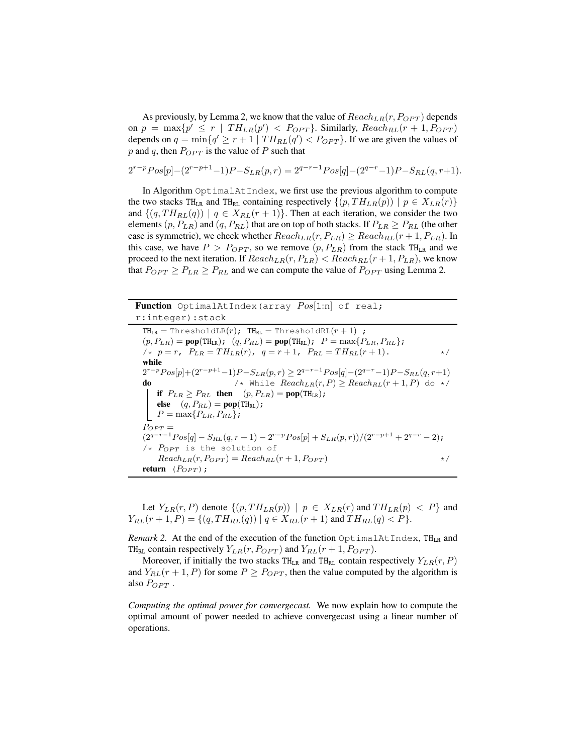As previously, by Lemma 2, we know that the value of $Reach_{LR}(r, P_{OPT})$ depends on $p = \max\{p' \leq r \mid TH_{LR}(p') < P_{OPT}\}$. Similarly, $Reach_{RL}(r+1, P_{OPT})$ depends on $q = \min\{q' \geq r+1 \mid TH_{RL}(q') < P_{OPT}\}$. If we are given the values of $p$ and $q$, then $P_{OPT}$ is the value of $P$ such that

$$2^{r-p}Pos[p] - (2^{r-p+1}-1)P - S_{LR}(p,r) = 2^{q-r-1}Pos[q] - (2^{q-r}-1)P - S_{RL}(q, r+1).$$

In Algorithm `OptimalAtIndex`, we first use the previous algorithm to compute the two stacks $\mathtt{TH_{LR}}$ and $\mathtt{TH_{RL}}$ containing respectively $\{(p, TH_{LR}(p)) \mid p \in X_{LR}(r)\}$ and $\{(q, TH_{RL}(q)) \mid q \in X_{RL}(r+1)\}$. Then at each iteration, we consider the two elements $(p, P_{LR})$ and $(q, P_{RL})$ that are on top of both stacks. If $P_{LR} \geq P_{RL}$ (the other case is symmetric), we check whether $Reach_{LR}(r, P_{LR}) \geq Reach_{RL}(r+1, P_{LR})$. In this case, we have $P > P_{OPT}$, so we remove $(p, P_{LR})$ from the stack $\mathtt{TH_{LR}}$ and we proceed to the next iteration. If $Reach_{LR}(r, P_{LR}) < Reach_{RL}(r+1, P_{LR})$, we know that $P_{OPT} \geq P_{LR} \geq P_{RL}$ and we can compute the value of $P_{OPT}$ using Lemma 2.

```
Function OptimalAtIndex(array Pos[1:n] of real; r:integer):stack

TH_LR = ThresholdLR(r); TH_RL = ThresholdRL(r+1) ;
(p, P_LR) = pop(TH_LR); (q, P_RL) = pop(TH_RL); P = max{P_LR, P_RL};
/* p = r, P_LR = TH_LR(r), q = r+1, P_RL = TH_RL(r+1).                      */
while
2^(r-p) Pos[p] + (2^(r-p+1) - 1)P - S_LR(p,r) >= 2^(q-r-1) Pos[q] - (2^(q-r) - 1)P - S_RL(q,r+1)
do                          /* While Reach_LR(r,P) >= Reach_RL(r+1,P) do */
    if P_LR >= P_RL then (p, P_LR) = pop(TH_LR);
    else (q, P_RL) = pop(TH_RL);
    P = max{P_LR, P_RL};
P_OPT =
(2^(q-r-1) Pos[q] - S_RL(q,r+1) - 2^(r-p) Pos[p] + S_LR(p,r))/(2^(r-p+1) + 2^(q-r) - 2);
/* P_OPT is the solution of
     Reach_LR(r, P_OPT) = Reach_RL(r+1, P_OPT)                                */
return (P_OPT);
```

Let $Y_{LR}(r, P)$ denote $\{(p, TH_{LR}(p)) \mid p \in X_{LR}(r) \text{ and } TH_{LR}(p) < P\}$ and $Y_{RL}(r+1, P) = \{(q, TH_{RL}(q)) \mid q \in X_{RL}(r+1) \text{ and } TH_{RL}(q) < P\}$.

*Remark 2.* At the end of the execution of the function `OptimalAtIndex`, $\mathtt{TH_{LR}}$ and $\mathtt{TH_{RL}}$ contain respectively $Y_{LR}(r, P_{OPT})$ and $Y_{RL}(r+1, P_{OPT})$.

Moreover, if initially the two stacks $\mathtt{TH_{LR}}$ and $\mathtt{TH_{RL}}$ contain respectively $Y_{LR}(r, P)$ and $Y_{RL}(r+1, P)$ for some $P \geq P_{OPT}$, then the value computed by the algorithm is also $P_{OPT}$.

*Computing the optimal power for convergecast.* We now explain how to compute the optimal amount of power needed to achieve convergecast using a linear number of operations.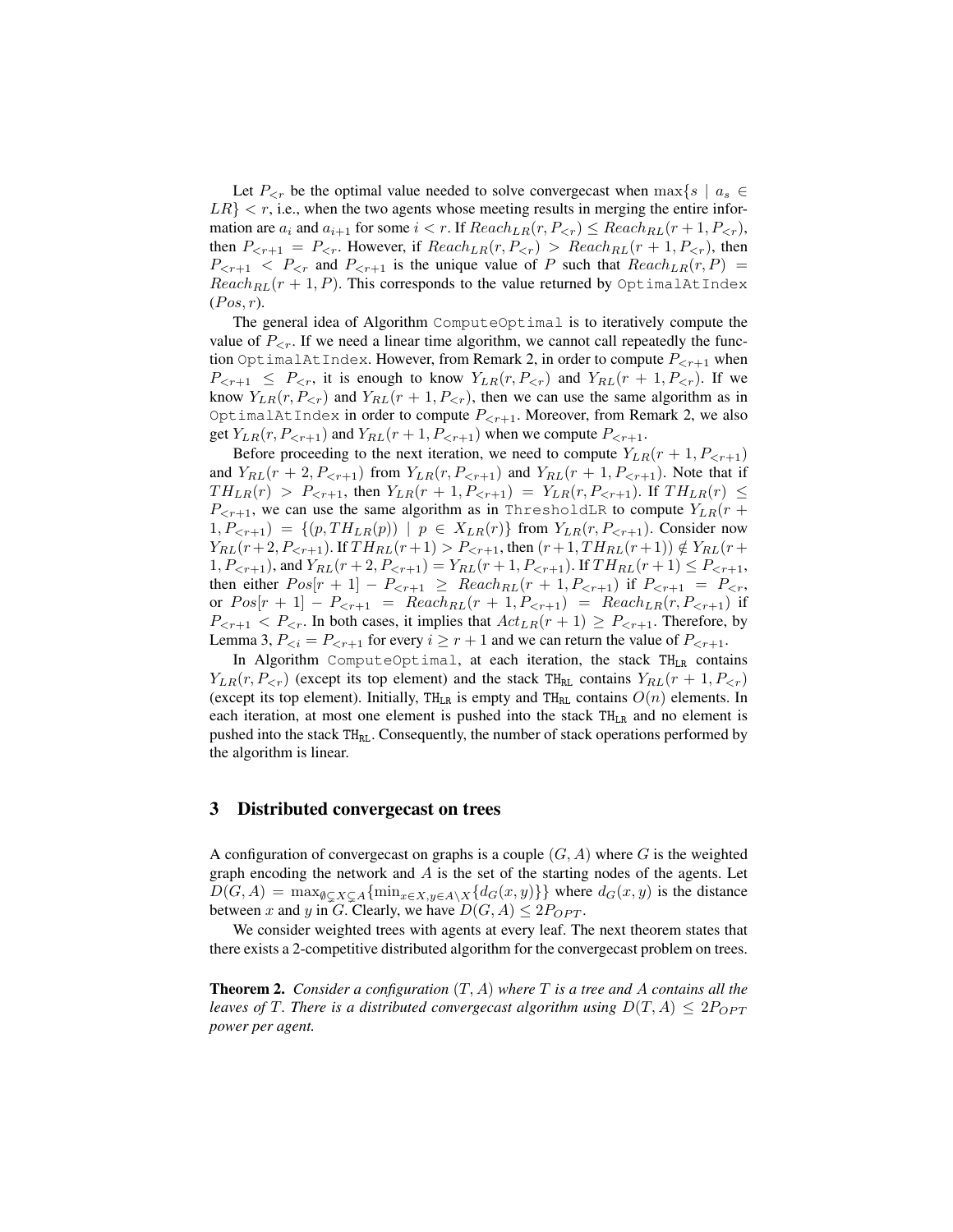Let $P_{<r}$ be the optimal value needed to solve convergecast when $\max\{s \mid a_s \in LR\} < r$, i.e., when the two agents whose meeting results in merging the entire information are $a_i$ and $a_{i+1}$ for some $i < r$. If $Reach_{LR}(r, P_{<r}) \leq Reach_{RL}(r+1, P_{<r})$, then $P_{<r+1} = P_{<r}$. However, if $Reach_{LR}(r, P_{<r}) > Reach_{RL}(r+1, P_{<r})$, then $P_{<r+1} < P_{<r}$ and $P_{<r+1}$ is the unique value of $P$ such that $Reach_{LR}(r, P) = Reach_{RL}(r+1, P)$. This corresponds to the value returned by `OptimalAtIndex` $(Pos, r)$.

The general idea of Algorithm `ComputeOptimal` is to iteratively compute the value of $P_{<r}$. If we need a linear time algorithm, we cannot call repeatedly the function `OptimalAtIndex`. However, from Remark 2, in order to compute $P_{<r+1}$ when $P_{<r+1} \leq P_{<r}$, it is enough to know $Y_{LR}(r, P_{<r})$ and $Y_{RL}(r+1, P_{<r})$. If we know $Y_{LR}(r, P_{<r})$ and $Y_{RL}(r+1, P_{<r})$, then we can use the same algorithm as in `OptimalAtIndex` in order to compute $P_{<r+1}$. Moreover, from Remark 2, we also get $Y_{LR}(r, P_{<r+1})$ and $Y_{RL}(r+1, P_{<r+1})$ when we compute $P_{<r+1}$.

Before proceeding to the next iteration, we need to compute $Y_{LR}(r+1, P_{<r+1})$ and $Y_{RL}(r+2, P_{<r+1})$ from $Y_{LR}(r, P_{<r+1})$ and $Y_{RL}(r+1, P_{<r+1})$. Note that if $TH_{LR}(r) > P_{<r+1}$, then $Y_{LR}(r+1, P_{<r+1}) = Y_{LR}(r, P_{<r+1})$. If $TH_{LR}(r) \leq P_{<r+1}$, we can use the same algorithm as in `ThresholdLR` to compute $Y_{LR}(r+1, P_{<r+1}) = \{(p, TH_{LR}(p)) \mid p \in X_{LR}(r)\}$ from $Y_{LR}(r, P_{<r+1})$. Consider now $Y_{RL}(r+2, P_{<r+1})$. If $TH_{RL}(r+1) > P_{<r+1}$, then $(r+1, TH_{RL}(r+1)) \notin Y_{RL}(r+1, P_{<r+1})$, and $Y_{RL}(r+2, P_{<r+1}) = Y_{RL}(r+1, P_{<r+1})$. If $TH_{RL}(r+1) \leq P_{<r+1}$, then either $Pos[r+1] - P_{<r+1} \geq Reach_{RL}(r+1, P_{<r+1})$ if $P_{<r+1} = P_{<r}$, or $Pos[r+1] - P_{<r+1} = Reach_{RL}(r+1, P_{<r+1}) = Reach_{LR}(r, P_{<r+1})$ if $P_{<r+1} < P_{<r}$. In both cases, it implies that $Act_{LR}(r+1) \geq P_{<r+1}$. Therefore, by Lemma 3, $P_{<i} = P_{<r+1}$ for every $i \geq r+1$ and we can return the value of $P_{<r+1}$.

In Algorithm `ComputeOptimal`, at each iteration, the stack $\mathtt{TH_{LR}}$ contains $Y_{LR}(r, P_{<r})$ (except its top element) and the stack $\mathtt{TH_{RL}}$ contains $Y_{RL}(r+1, P_{<r})$ (except its top element). Initially, $\mathtt{TH_{LR}}$ is empty and $\mathtt{TH_{RL}}$ contains $O(n)$ elements. In each iteration, at most one element is pushed into the stack $\mathtt{TH_{LR}}$ and no element is pushed into the stack $\mathtt{TH_{RL}}$. Consequently, the number of stack operations performed by the algorithm is linear.

## 3 Distributed convergecast on trees

A configuration of convergecast on graphs is a couple $(G, A)$ where $G$ is the weighted graph encoding the network and $A$ is the set of the starting nodes of the agents. Let $D(G, A) = \max_{\emptyset \subsetneq X \subsetneq A}\{\min_{x \in X, y \in A \setminus X}\{d_G(x, y)\}\}$ where $d_G(x, y)$ is the distance between $x$ and $y$ in $G$. Clearly, we have $D(G, A) \leq 2P_{OPT}$.

We consider weighted trees with agents at every leaf. The next theorem states that there exists a 2-competitive distributed algorithm for the convergecast problem on trees.

**Theorem 2.** *Consider a configuration $(T, A)$ where $T$ is a tree and $A$ contains all the leaves of $T$. There is a distributed convergecast algorithm using $D(T, A) \leq 2P_{OPT}$ power per agent.*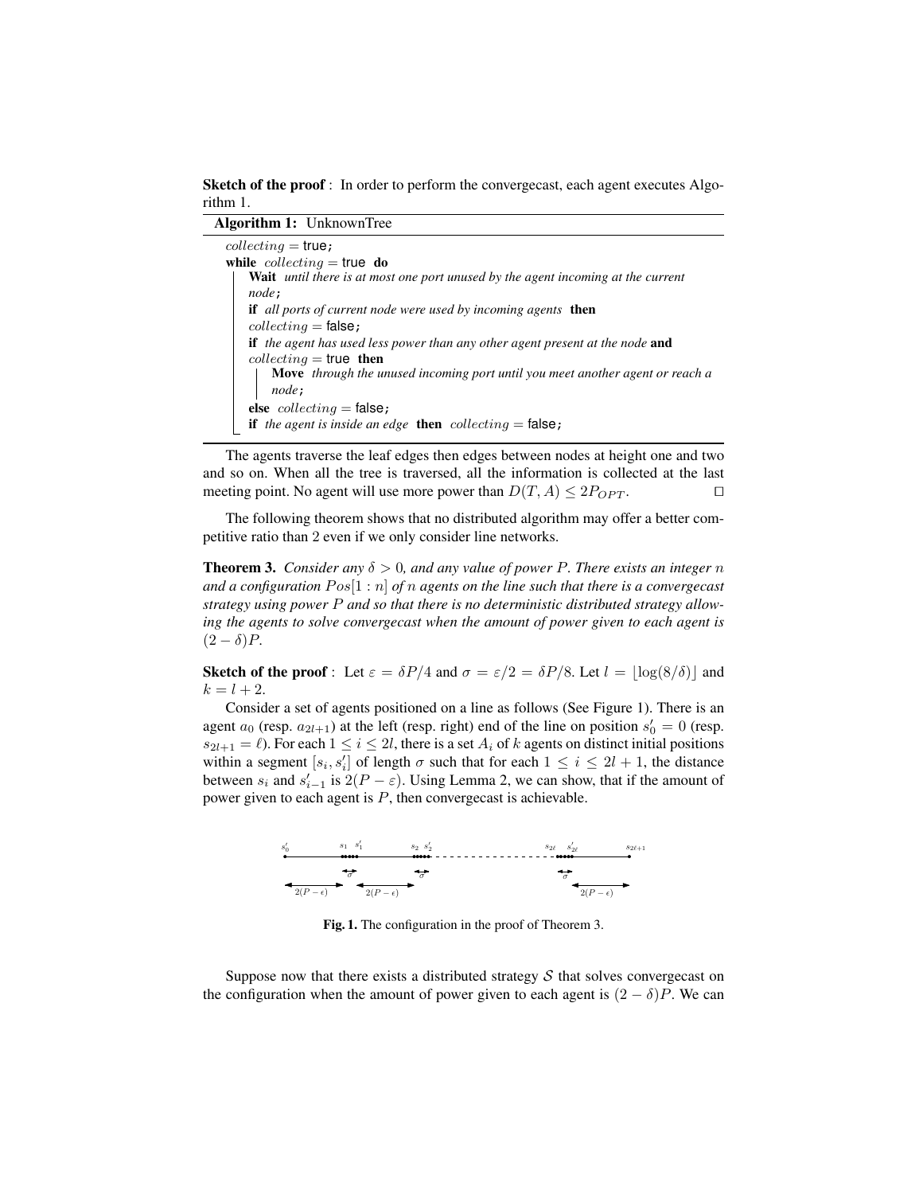**Sketch of the proof** : In order to perform the convergecast, each agent executes Algorithm 1.

**Algorithm 1:** UnknownTree

```
collecting = true;
while collecting = true do
    Wait until there is at most one port unused by the agent incoming at the current
    node;
    if all ports of current node were used by incoming agents then
    collecting = false;
    if the agent has used less power than any other agent present at the node and
    collecting = true then
        Move through the unused incoming port until you meet another agent or reach a
        node;
    else collecting = false;
    if the agent is inside an edge then collecting = false;
```

The agents traverse the leaf edges then edges between nodes at height one and two and so on. When all the tree is traversed, all the information is collected at the last meeting point. No agent will use more power than $D(T, A) \leq 2P_{OPT}$. □

The following theorem shows that no distributed algorithm may offer a better competitive ratio than 2 even if we only consider line networks.

**Theorem 3.** *Consider any $\delta > 0$, and any value of power $P$. There exists an integer $n$ and a configuration $Pos[1 : n]$ of $n$ agents on the line such that there is a convergecast strategy using power $P$ and so that there is no deterministic distributed strategy allowing the agents to solve convergecast when the amount of power given to each agent is $(2 - \delta)P$.*

**Sketch of the proof** : Let $\varepsilon = \delta P/4$ and $\sigma = \varepsilon/2 = \delta P/8$. Let $l = \lfloor \log(8/\delta) \rfloor$ and $k = l + 2$.

Consider a set of agents positioned on a line as follows (See Figure 1). There is an agent $a_0$ (resp. $a_{2l+1}$) at the left (resp. right) end of the line on position $s'_0 = 0$ (resp. $s_{2l+1} = \ell$). For each $1 \leq i \leq 2l$, there is a set $A_i$ of $k$ agents on distinct initial positions within a segment $[s_i, s'_i]$ of length $\sigma$ such that for each $1 \leq i \leq 2l + 1$, the distance between $s_i$ and $s'_{i-1}$ is $2(P - \varepsilon)$. Using Lemma 2, we can show, that if the amount of power given to each agent is $P$, then convergecast is achievable.

**Fig. 1.** The configuration in the proof of Theorem 3.

Suppose now that there exists a distributed strategy $\mathcal{S}$ that solves convergecast on the configuration when the amount of power given to each agent is $(2 - \delta)P$. We can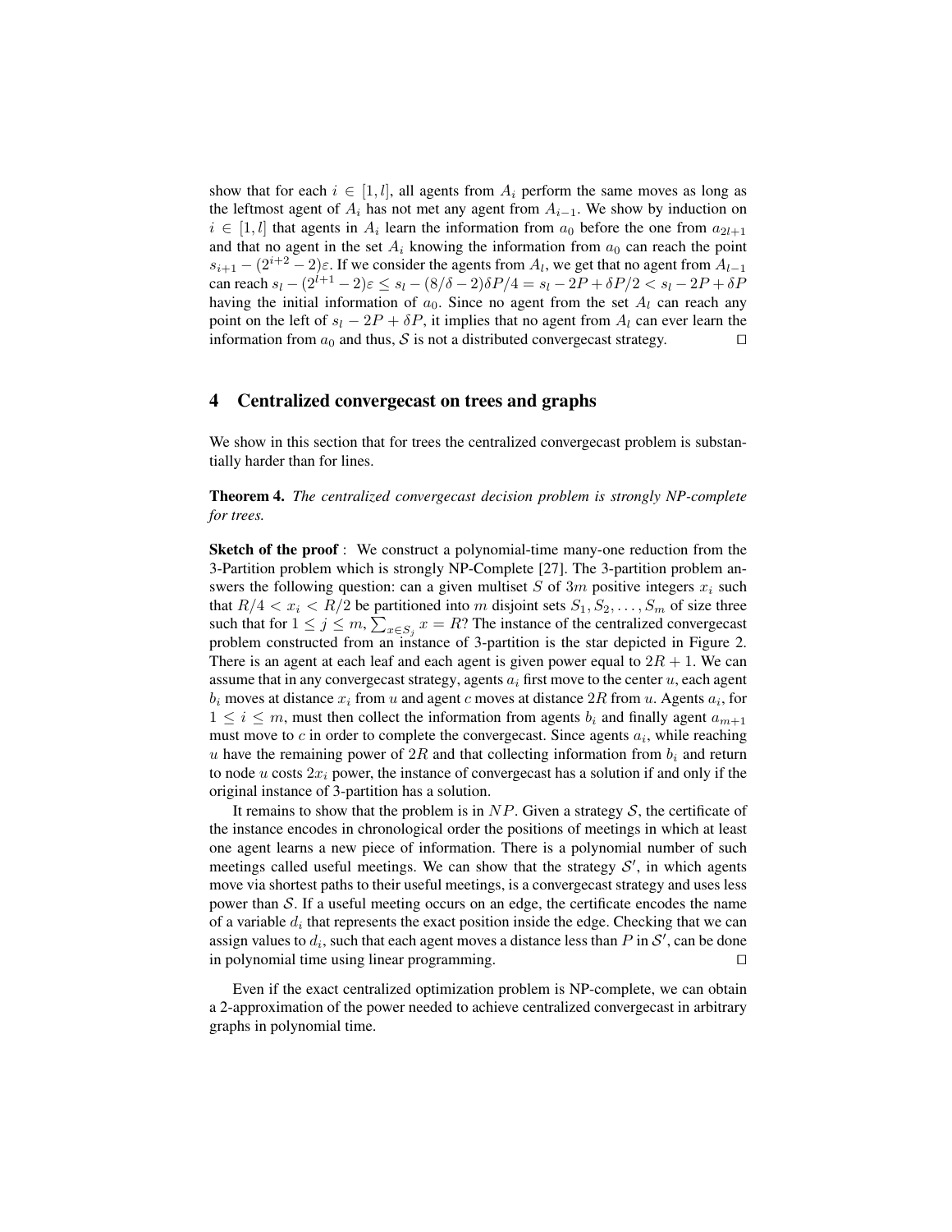show that for each $i \in [1, l]$, all agents from $A_i$ perform the same moves as long as the leftmost agent of $A_i$ has not met any agent from $A_{i-1}$. We show by induction on $i \in [1, l]$ that agents in $A_i$ learn the information from $a_0$ before the one from $a_{2l+1}$ and that no agent in the set $A_i$ knowing the information from $a_0$ can reach the point $s_{i+1} - (2^{i+2} - 2)\varepsilon$. If we consider the agents from $A_l$, we get that no agent from $A_{l-1}$ can reach $s_l - (2^{l+1} - 2)\varepsilon \leq s_l - (8/\delta - 2)\delta P/4 = s_l - 2P + \delta P/2 < s_l - 2P + \delta P$ having the initial information of $a_0$. Since no agent from the set $A_l$ can reach any point on the left of $s_l - 2P + \delta P$, it implies that no agent from $A_l$ can ever learn the information from $a_0$ and thus, $\mathcal{S}$ is not a distributed convergecast strategy. □

## 4 Centralized convergecast on trees and graphs

We show in this section that for trees the centralized convergecast problem is substantially harder than for lines.

**Theorem 4.** *The centralized convergecast decision problem is strongly NP-complete for trees.*

**Sketch of the proof** : We construct a polynomial-time many-one reduction from the 3-Partition problem which is strongly NP-Complete [27]. The 3-partition problem answers the following question: can a given multiset $S$ of $3m$ positive integers $x_i$ such that $R/4 < x_i < R/2$ be partitioned into $m$ disjoint sets $S_1, S_2, \ldots, S_m$ of size three such that for $1 \leq j \leq m$, $\sum_{x \in S_j} x = R$? The instance of the centralized convergecast problem constructed from an instance of 3-partition is the star depicted in Figure 2. There is an agent at each leaf and each agent is given power equal to $2R + 1$. We can assume that in any convergecast strategy, agents $a_i$ first move to the center $u$, each agent $b_i$ moves at distance $x_i$ from $u$ and agent $c$ moves at distance $2R$ from $u$. Agents $a_i$, for $1 \leq i \leq m$, must then collect the information from agents $b_i$ and finally agent $a_{m+1}$ must move to $c$ in order to complete the convergecast. Since agents $a_i$, while reaching $u$ have the remaining power of $2R$ and that collecting information from $b_i$ and return to node $u$ costs $2x_i$ power, the instance of convergecast has a solution if and only if the original instance of 3-partition has a solution.

It remains to show that the problem is in $NP$. Given a strategy $\mathcal{S}$, the certificate of the instance encodes in chronological order the positions of meetings in which at least one agent learns a new piece of information. There is a polynomial number of such meetings called useful meetings. We can show that the strategy $\mathcal{S}'$, in which agents move via shortest paths to their useful meetings, is a convergecast strategy and uses less power than $\mathcal{S}$. If a useful meeting occurs on an edge, the certificate encodes the name of a variable $d_i$ that represents the exact position inside the edge. Checking that we can assign values to $d_i$, such that each agent moves a distance less than $P$ in $\mathcal{S}'$, can be done in polynomial time using linear programming. □

Even if the exact centralized optimization problem is NP-complete, we can obtain a 2-approximation of the power needed to achieve centralized convergecast in arbitrary graphs in polynomial time.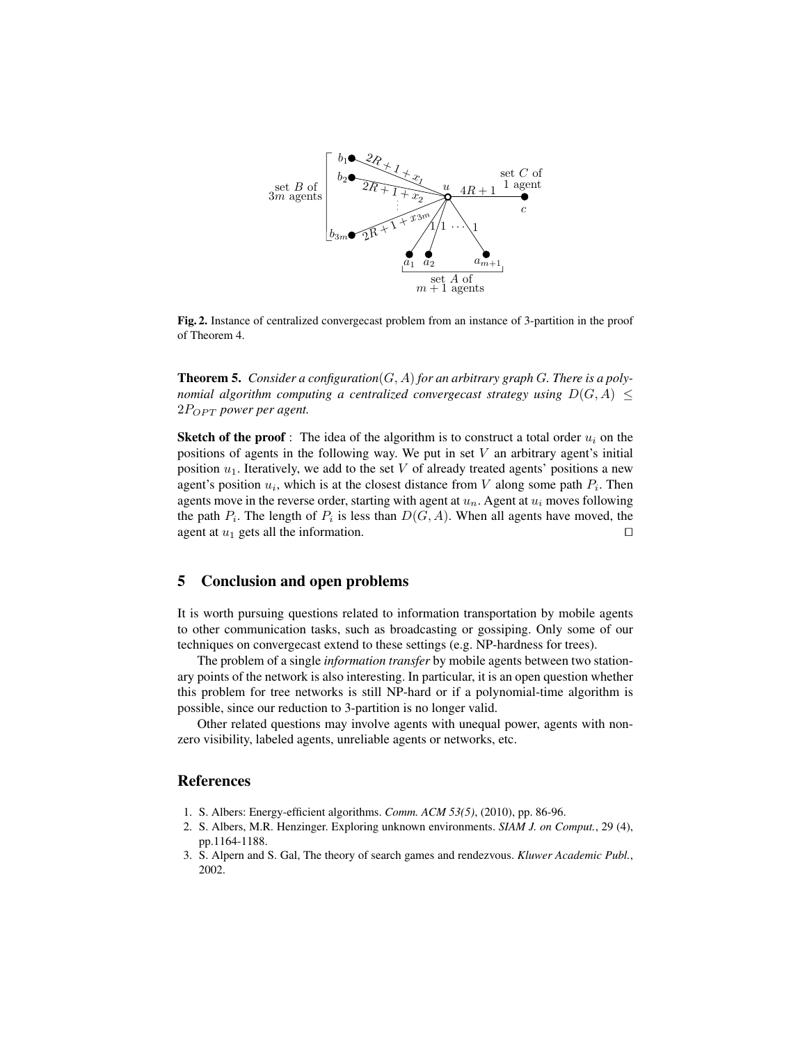**Fig. 2.** Instance of centralized convergecast problem from an instance of 3-partition in the proof of Theorem 4.

**Theorem 5.** *Consider a configuration $(G, A)$ for an arbitrary graph $G$. There is a polynomial algorithm computing a centralized convergecast strategy using $D(G, A) \leq 2P_{OPT}$ power per agent.*

**Sketch of the proof** : The idea of the algorithm is to construct a total order $u_i$ on the positions of agents in the following way. We put in set $V$ an arbitrary agent's initial position $u_1$. Iteratively, we add to the set $V$ of already treated agents' positions a new agent's position $u_i$, which is at the closest distance from $V$ along some path $P_i$. Then agents move in the reverse order, starting with agent at $u_n$. Agent at $u_i$ moves following the path $P_i$. The length of $P_i$ is less than $D(G, A)$. When all agents have moved, the agent at $u_1$ gets all the information. □

## 5 Conclusion and open problems

It is worth pursuing questions related to information transportation by mobile agents to other communication tasks, such as broadcasting or gossiping. Only some of our techniques on convergecast extend to these settings (e.g. NP-hardness for trees).

The problem of a single *information transfer* by mobile agents between two stationary points of the network is also interesting. In particular, it is an open question whether this problem for tree networks is still NP-hard or if a polynomial-time algorithm is possible, since our reduction to 3-partition is no longer valid.

Other related questions may involve agents with unequal power, agents with non-zero visibility, labeled agents, unreliable agents or networks, etc.

## References

1. S. Albers: Energy-efficient algorithms. *Comm. ACM 53(5)*, (2010), pp. 86-96.
2. S. Albers, M.R. Henzinger. Exploring unknown environments. *SIAM J. on Comput.*, 29 (4), pp.1164-1188.
3. S. Alpern and S. Gal, The theory of search games and rendezvous. *Kluwer Academic Publ.*, 2002.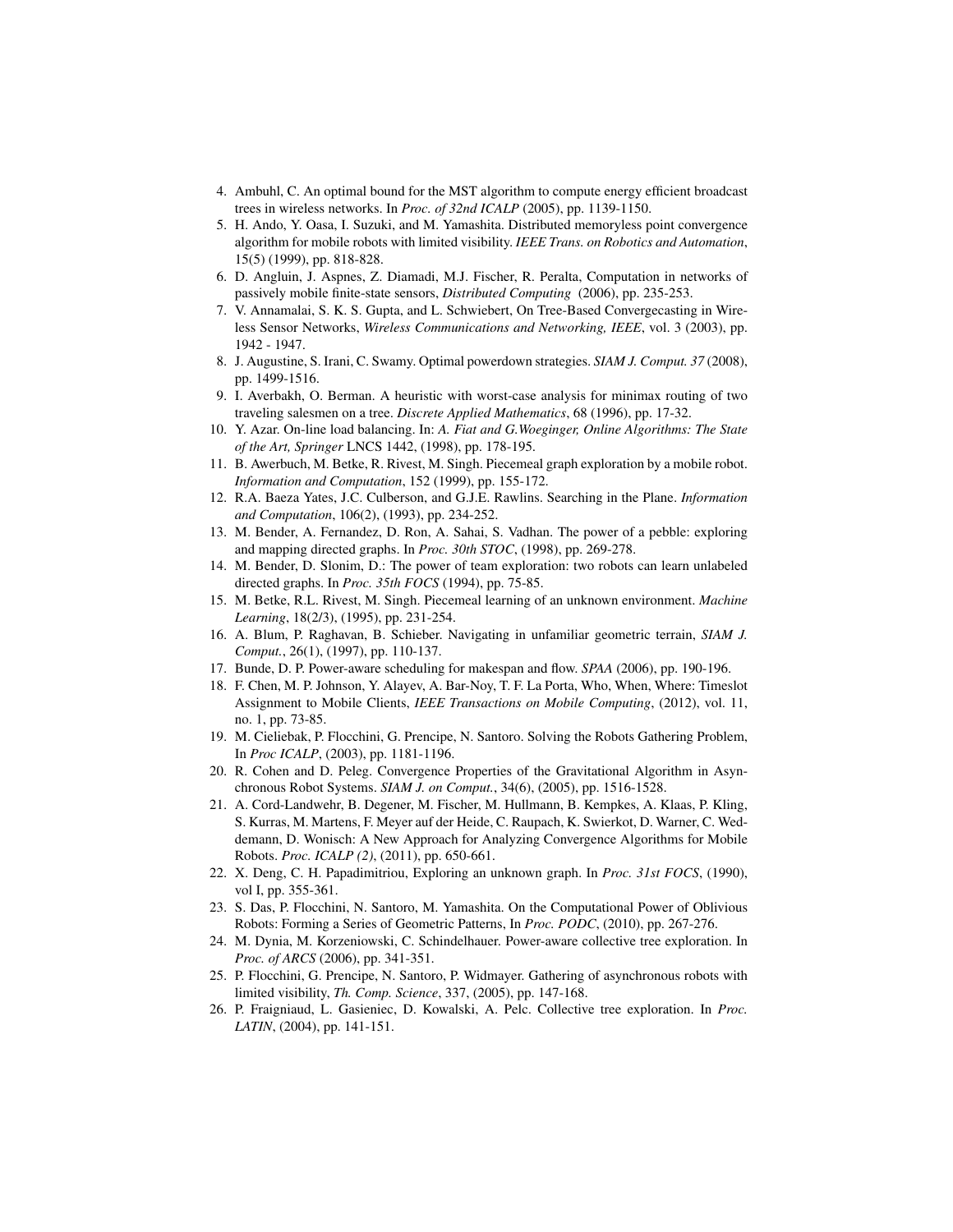4. Ambuhl, C. An optimal bound for the MST algorithm to compute energy efficient broadcast trees in wireless networks. In *Proc. of 32nd ICALP* (2005), pp. 1139-1150.
5. H. Ando, Y. Oasa, I. Suzuki, and M. Yamashita. Distributed memoryless point convergence algorithm for mobile robots with limited visibility. *IEEE Trans. on Robotics and Automation*, 15(5) (1999), pp. 818-828.
6. D. Angluin, J. Aspnes, Z. Diamadi, M.J. Fischer, R. Peralta, Computation in networks of passively mobile finite-state sensors, *Distributed Computing* (2006), pp. 235-253.
7. V. Annamalai, S. K. S. Gupta, and L. Schwiebert, On Tree-Based Convergecasting in Wireless Sensor Networks, *Wireless Communications and Networking, IEEE*, vol. 3 (2003), pp. 1942 - 1947.
8. J. Augustine, S. Irani, C. Swamy. Optimal powerdown strategies. *SIAM J. Comput. 37* (2008), pp. 1499-1516.
9. I. Averbakh, O. Berman. A heuristic with worst-case analysis for minimax routing of two traveling salesmen on a tree. *Discrete Applied Mathematics*, 68 (1996), pp. 17-32.
10. Y. Azar. On-line load balancing. In: *A. Fiat and G.Woeginger, Online Algorithms: The State of the Art, Springer* LNCS 1442, (1998), pp. 178-195.
11. B. Awerbuch, M. Betke, R. Rivest, M. Singh. Piecemeal graph exploration by a mobile robot. *Information and Computation*, 152 (1999), pp. 155-172.
12. R.A. Baeza Yates, J.C. Culberson, and G.J.E. Rawlins. Searching in the Plane. *Information and Computation*, 106(2), (1993), pp. 234-252.
13. M. Bender, A. Fernandez, D. Ron, A. Sahai, S. Vadhan. The power of a pebble: exploring and mapping directed graphs. In *Proc. 30th STOC*, (1998), pp. 269-278.
14. M. Bender, D. Slonim, D.: The power of team exploration: two robots can learn unlabeled directed graphs. In *Proc. 35th FOCS* (1994), pp. 75-85.
15. M. Betke, R.L. Rivest, M. Singh. Piecemeal learning of an unknown environment. *Machine Learning*, 18(2/3), (1995), pp. 231-254.
16. A. Blum, P. Raghavan, B. Schieber. Navigating in unfamiliar geometric terrain, *SIAM J. Comput.*, 26(1), (1997), pp. 110-137.
17. Bunde, D. P. Power-aware scheduling for makespan and flow. *SPAA* (2006), pp. 190-196.
18. F. Chen, M. P. Johnson, Y. Alayev, A. Bar-Noy, T. F. La Porta, Who, When, Where: Timeslot Assignment to Mobile Clients, *IEEE Transactions on Mobile Computing*, (2012), vol. 11, no. 1, pp. 73-85.
19. M. Cieliebak, P. Flocchini, G. Prencipe, N. Santoro. Solving the Robots Gathering Problem, In *Proc ICALP*, (2003), pp. 1181-1196.
20. R. Cohen and D. Peleg. Convergence Properties of the Gravitational Algorithm in Asynchronous Robot Systems. *SIAM J. on Comput.*, 34(6), (2005), pp. 1516-1528.
21. A. Cord-Landwehr, B. Degener, M. Fischer, M. Hullmann, B. Kempkes, A. Klaas, P. Kling, S. Kurras, M. Martens, F. Meyer auf der Heide, C. Raupach, K. Swierkot, D. Warner, C. Weddemann, D. Wonisch: A New Approach for Analyzing Convergence Algorithms for Mobile Robots. *Proc. ICALP (2)*, (2011), pp. 650-661.
22. X. Deng, C. H. Papadimitriou, Exploring an unknown graph. In *Proc. 31st FOCS*, (1990), vol I, pp. 355-361.
23. S. Das, P. Flocchini, N. Santoro, M. Yamashita. On the Computational Power of Oblivious Robots: Forming a Series of Geometric Patterns, In *Proc. PODC*, (2010), pp. 267-276.
24. M. Dynia, M. Korzeniowski, C. Schindelhauer. Power-aware collective tree exploration. In *Proc. of ARCS* (2006), pp. 341-351.
25. P. Flocchini, G. Prencipe, N. Santoro, P. Widmayer. Gathering of asynchronous robots with limited visibility, *Th. Comp. Science*, 337, (2005), pp. 147-168.
26. P. Fraigniaud, L. Gasieniec, D. Kowalski, A. Pelc. Collective tree exploration. In *Proc. LATIN*, (2004), pp. 141-151.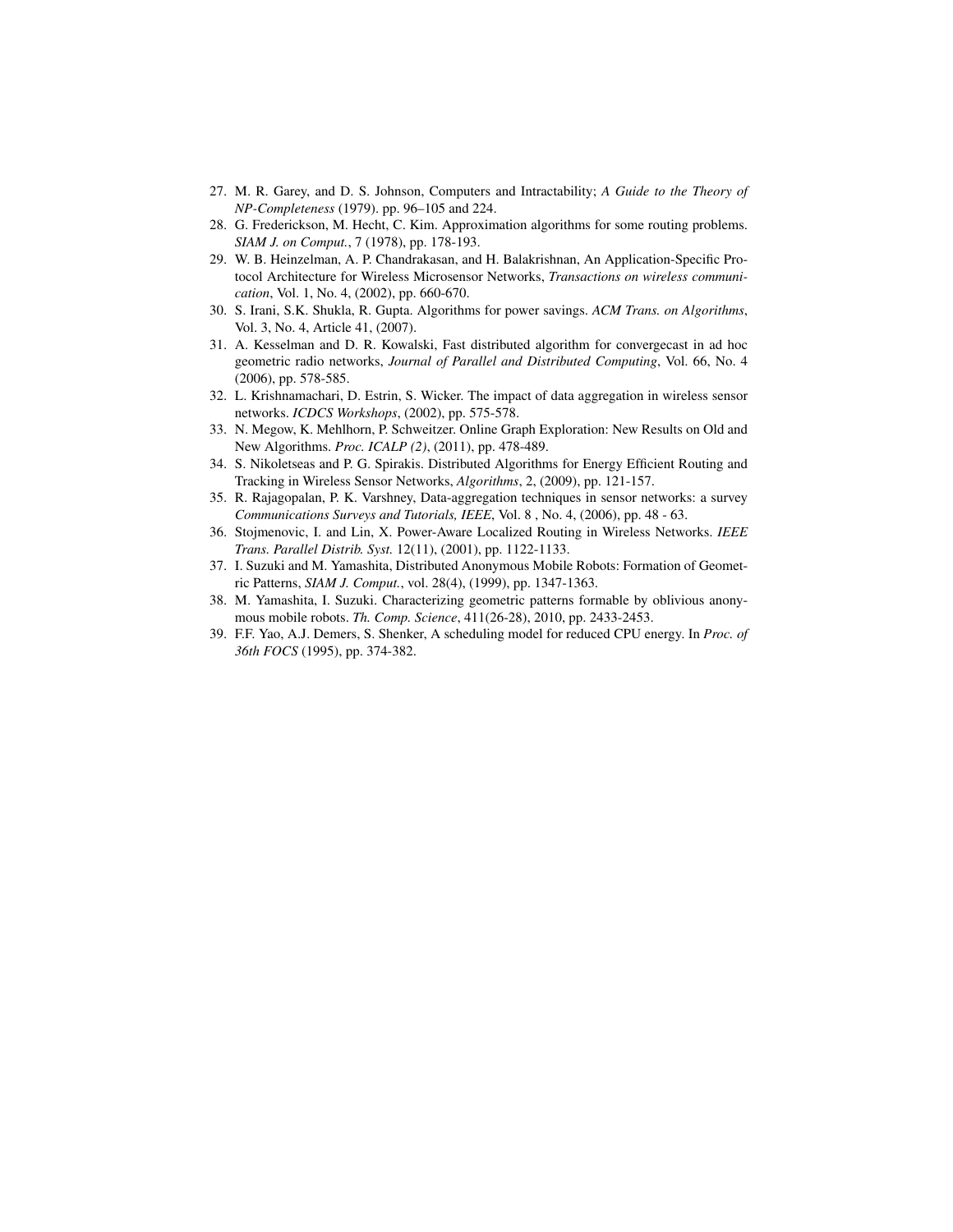27. M. R. Garey, and D. S. Johnson, Computers and Intractability; *A Guide to the Theory of NP-Completeness* (1979). pp. 96–105 and 224.
28. G. Frederickson, M. Hecht, C. Kim. Approximation algorithms for some routing problems. *SIAM J. on Comput.*, 7 (1978), pp. 178-193.
29. W. B. Heinzelman, A. P. Chandrakasan, and H. Balakrishnan, An Application-Specific Protocol Architecture for Wireless Microsensor Networks, *Transactions on wireless communication*, Vol. 1, No. 4, (2002), pp. 660-670.
30. S. Irani, S.K. Shukla, R. Gupta. Algorithms for power savings. *ACM Trans. on Algorithms*, Vol. 3, No. 4, Article 41, (2007).
31. A. Kesselman and D. R. Kowalski, Fast distributed algorithm for convergecast in ad hoc geometric radio networks, *Journal of Parallel and Distributed Computing*, Vol. 66, No. 4 (2006), pp. 578-585.
32. L. Krishnamachari, D. Estrin, S. Wicker. The impact of data aggregation in wireless sensor networks. *ICDCS Workshops*, (2002), pp. 575-578.
33. N. Megow, K. Mehlhorn, P. Schweitzer. Online Graph Exploration: New Results on Old and New Algorithms. *Proc. ICALP (2)*, (2011), pp. 478-489.
34. S. Nikoletseas and P. G. Spirakis. Distributed Algorithms for Energy Efficient Routing and Tracking in Wireless Sensor Networks, *Algorithms*, 2, (2009), pp. 121-157.
35. R. Rajagopalan, P. K. Varshney, Data-aggregation techniques in sensor networks: a survey *Communications Surveys and Tutorials, IEEE*, Vol. 8 , No. 4, (2006), pp. 48 - 63.
36. Stojmenovic, I. and Lin, X. Power-Aware Localized Routing in Wireless Networks. *IEEE Trans. Parallel Distrib. Syst.* 12(11), (2001), pp. 1122-1133.
37. I. Suzuki and M. Yamashita, Distributed Anonymous Mobile Robots: Formation of Geometric Patterns, *SIAM J. Comput.*, vol. 28(4), (1999), pp. 1347-1363.
38. M. Yamashita, I. Suzuki. Characterizing geometric patterns formable by oblivious anonymous mobile robots. *Th. Comp. Science*, 411(26-28), 2010, pp. 2433-2453.
39. F.F. Yao, A.J. Demers, S. Shenker, A scheduling model for reduced CPU energy. In *Proc. of 36th FOCS* (1995), pp. 374-382.